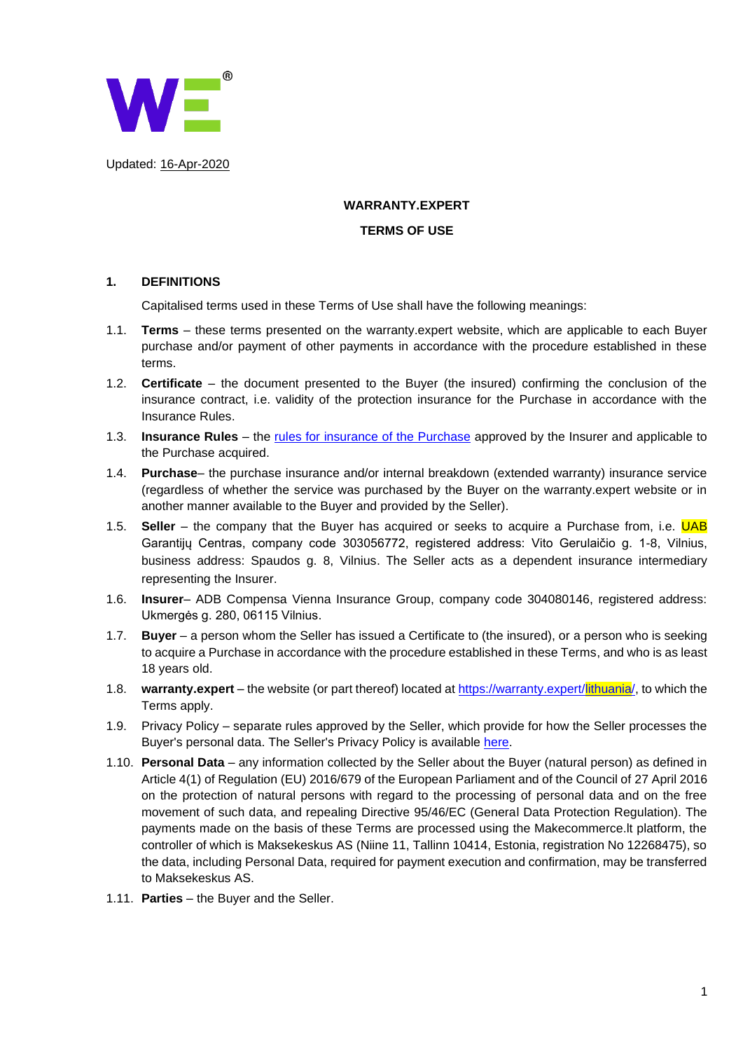Updated: 16-Apr-2020

**WARRANTY.EXPERT**

**TERMS OF USE**

## 1. DEFINITIONS

Capitalised terms used in these Terms of Use shall have the following meanings:

1.1. **Terms** – these terms presented on the warranty.expert website, which are applicable to each Buyer purchase and/or payment of other payments in accordance with the procedure established in these terms.

1.2. **Certificate** – the document presented to the Buyer (the insured) confirming the conclusion of the insurance contract, i.e. validity of the protection insurance for the Purchase in accordance with the Insurance Rules.

1.3. **Insurance Rules** – the rules for insurance of the Purchase approved by the Insurer and applicable to the Purchase acquired.

1.4. **Purchase**– the purchase insurance and/or internal breakdown (extended warranty) insurance service (regardless of whether the service was purchased by the Buyer on the warranty.expert website or in another manner available to the Buyer and provided by the Seller).

1.5. **Seller** – the company that the Buyer has acquired or seeks to acquire a Purchase from, i.e. UAB Garantijų Centras, company code 303056772, registered address: Vito Gerulaičio g. 1-8, Vilnius, business address: Spaudos g. 8, Vilnius. The Seller acts as a dependent insurance intermediary representing the Insurer.

1.6. **Insurer**– ADB Compensa Vienna Insurance Group, company code 304080146, registered address: Ukmergės g. 280, 06115 Vilnius.

1.7. **Buyer** – a person whom the Seller has issued a Certificate to (the insured), or a person who is seeking to acquire a Purchase in accordance with the procedure established in these Terms, and who is as least 18 years old.

1.8. **warranty.expert** – the website (or part thereof) located at https://warranty.expert/lithuania/, to which the Terms apply.

1.9. Privacy Policy – separate rules approved by the Seller, which provide for how the Seller processes the Buyer's personal data. The Seller's Privacy Policy is available here.

1.10. **Personal Data** – any information collected by the Seller about the Buyer (natural person) as defined in Article 4(1) of Regulation (EU) 2016/679 of the European Parliament and of the Council of 27 April 2016 on the protection of natural persons with regard to the processing of personal data and on the free movement of such data, and repealing Directive 95/46/EC (General Data Protection Regulation). The payments made on the basis of these Terms are processed using the Makecommerce.lt platform, the controller of which is Maksekeskus AS (Niine 11, Tallinn 10414, Estonia, registration No 12268475), so the data, including Personal Data, required for payment execution and confirmation, may be transferred to Maksekeskus AS.

1.11. **Parties** – the Buyer and the Seller.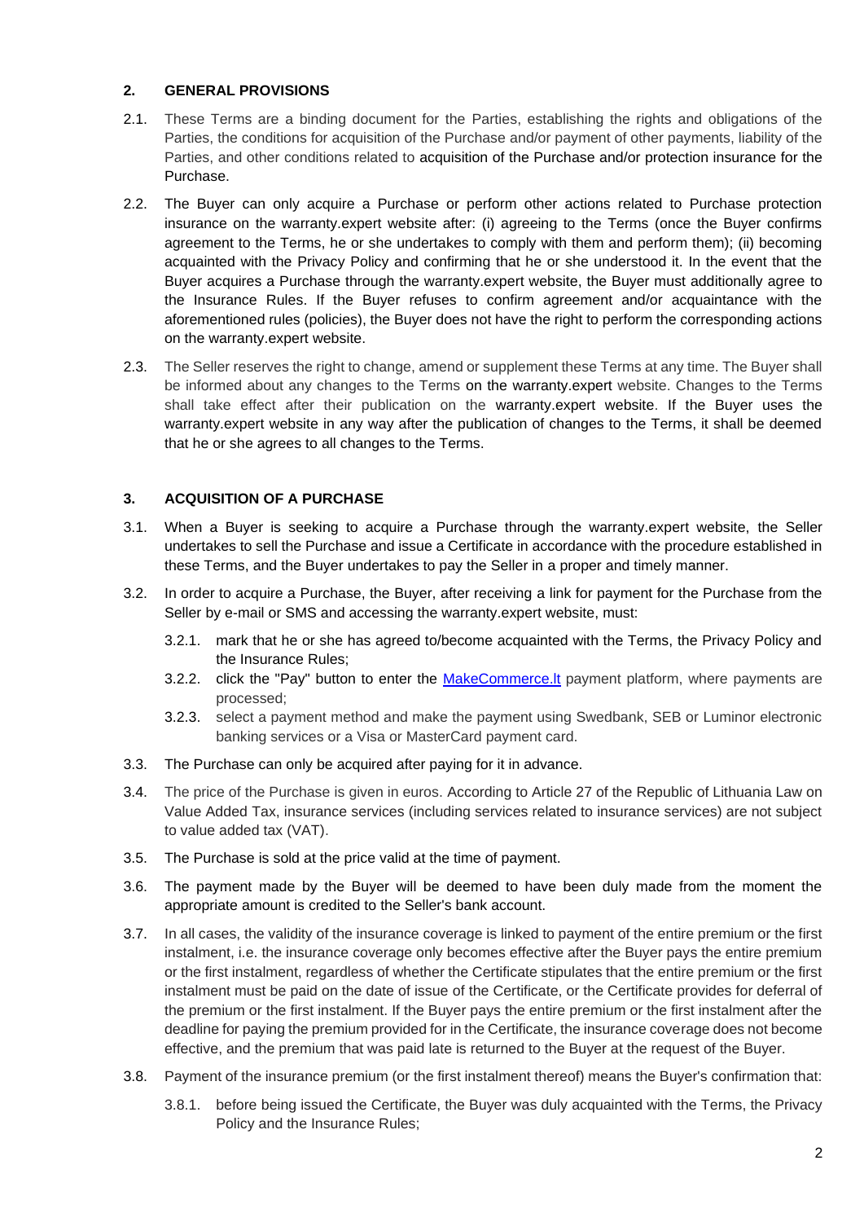## 2. GENERAL PROVISIONS

2.1. These Terms are a binding document for the Parties, establishing the rights and obligations of the Parties, the conditions for acquisition of the Purchase and/or payment of other payments, liability of the Parties, and other conditions related to acquisition of the Purchase and/or protection insurance for the Purchase.

2.2. The Buyer can only acquire a Purchase or perform other actions related to Purchase protection insurance on the warranty.expert website after: (i) agreeing to the Terms (once the Buyer confirms agreement to the Terms, he or she undertakes to comply with them and perform them); (ii) becoming acquainted with the Privacy Policy and confirming that he or she understood it. In the event that the Buyer acquires a Purchase through the warranty.expert website, the Buyer must additionally agree to the Insurance Rules. If the Buyer refuses to confirm agreement and/or acquaintance with the aforementioned rules (policies), the Buyer does not have the right to perform the corresponding actions on the warranty.expert website.

2.3. The Seller reserves the right to change, amend or supplement these Terms at any time. The Buyer shall be informed about any changes to the Terms on the warranty.expert website. Changes to the Terms shall take effect after their publication on the warranty.expert website. If the Buyer uses the warranty.expert website in any way after the publication of changes to the Terms, it shall be deemed that he or she agrees to all changes to the Terms.

## 3. ACQUISITION OF A PURCHASE

3.1. When a Buyer is seeking to acquire a Purchase through the warranty.expert website, the Seller undertakes to sell the Purchase and issue a Certificate in accordance with the procedure established in these Terms, and the Buyer undertakes to pay the Seller in a proper and timely manner.

3.2. In order to acquire a Purchase, the Buyer, after receiving a link for payment for the Purchase from the Seller by e-mail or SMS and accessing the warranty.expert website, must:

3.2.1. mark that he or she has agreed to/become acquainted with the Terms, the Privacy Policy and the Insurance Rules;

3.2.2. click the "Pay" button to enter the [MakeCommerce.lt](MakeCommerce.lt) payment platform, where payments are processed;

3.2.3. select a payment method and make the payment using Swedbank, SEB or Luminor electronic banking services or a Visa or MasterCard payment card.

3.3. The Purchase can only be acquired after paying for it in advance.

3.4. The price of the Purchase is given in euros. According to Article 27 of the Republic of Lithuania Law on Value Added Tax, insurance services (including services related to insurance services) are not subject to value added tax (VAT).

3.5. The Purchase is sold at the price valid at the time of payment.

3.6. The payment made by the Buyer will be deemed to have been duly made from the moment the appropriate amount is credited to the Seller's bank account.

3.7. In all cases, the validity of the insurance coverage is linked to payment of the entire premium or the first instalment, i.e. the insurance coverage only becomes effective after the Buyer pays the entire premium or the first instalment, regardless of whether the Certificate stipulates that the entire premium or the first instalment must be paid on the date of issue of the Certificate, or the Certificate provides for deferral of the premium or the first instalment. If the Buyer pays the entire premium or the first instalment after the deadline for paying the premium provided for in the Certificate, the insurance coverage does not become effective, and the premium that was paid late is returned to the Buyer at the request of the Buyer.

3.8. Payment of the insurance premium (or the first instalment thereof) means the Buyer's confirmation that:

3.8.1. before being issued the Certificate, the Buyer was duly acquainted with the Terms, the Privacy Policy and the Insurance Rules;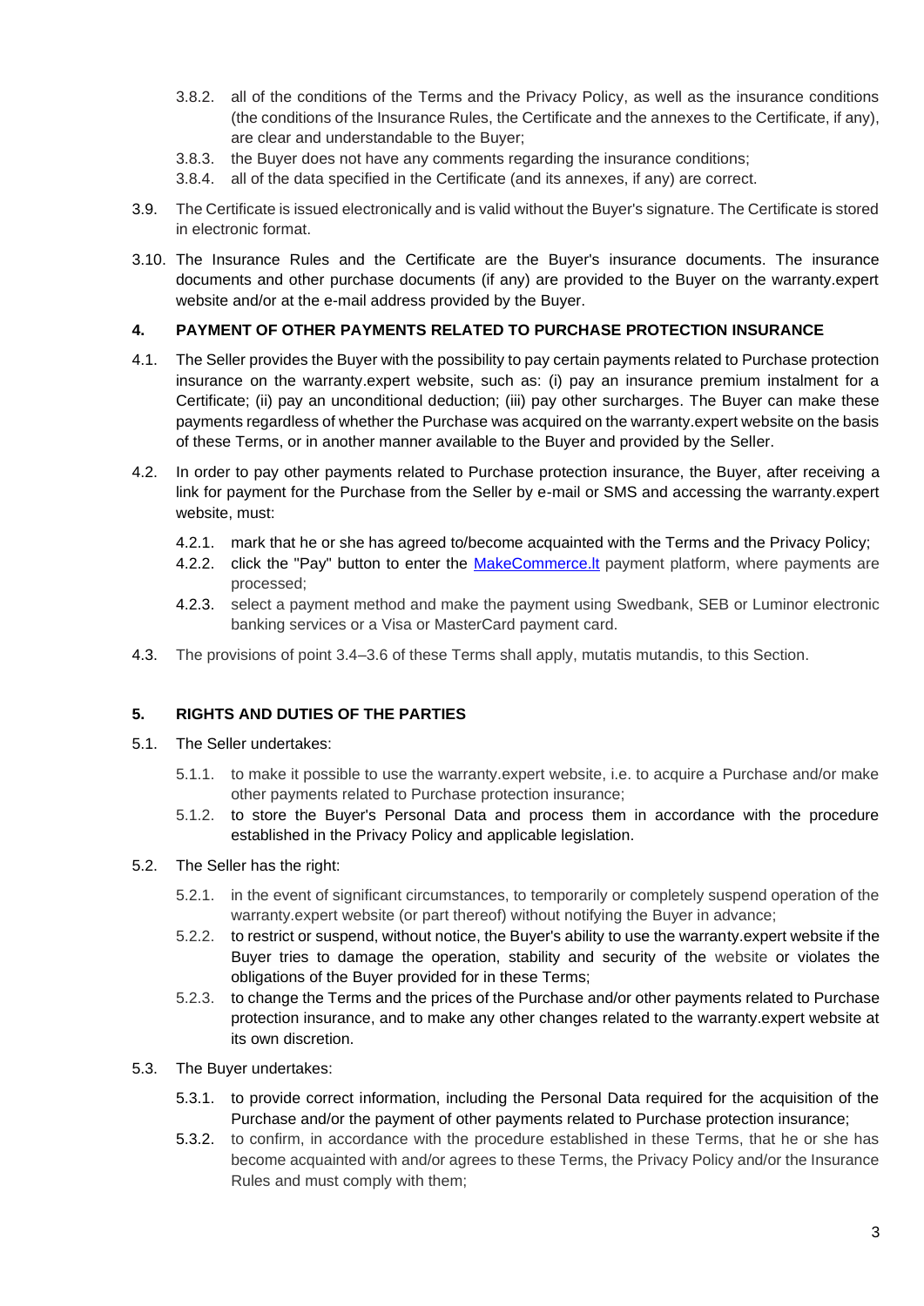3.8.2. all of the conditions of the Terms and the Privacy Policy, as well as the insurance conditions (the conditions of the Insurance Rules, the Certificate and the annexes to the Certificate, if any), are clear and understandable to the Buyer;

3.8.3. the Buyer does not have any comments regarding the insurance conditions;

3.8.4. all of the data specified in the Certificate (and its annexes, if any) are correct.

3.9. The Certificate is issued electronically and is valid without the Buyer's signature. The Certificate is stored in electronic format.

3.10. The Insurance Rules and the Certificate are the Buyer's insurance documents. The insurance documents and other purchase documents (if any) are provided to the Buyer on the warranty.expert website and/or at the e-mail address provided by the Buyer.

## 4. PAYMENT OF OTHER PAYMENTS RELATED TO PURCHASE PROTECTION INSURANCE

4.1. The Seller provides the Buyer with the possibility to pay certain payments related to Purchase protection insurance on the warranty.expert website, such as: (i) pay an insurance premium instalment for a Certificate; (ii) pay an unconditional deduction; (iii) pay other surcharges. The Buyer can make these payments regardless of whether the Purchase was acquired on the warranty.expert website on the basis of these Terms, or in another manner available to the Buyer and provided by the Seller.

4.2. In order to pay other payments related to Purchase protection insurance, the Buyer, after receiving a link for payment for the Purchase from the Seller by e-mail or SMS and accessing the warranty.expert website, must:

4.2.1. mark that he or she has agreed to/become acquainted with the Terms and the Privacy Policy;

4.2.2. click the "Pay" button to enter the [MakeCommerce.lt](MakeCommerce.lt) payment platform, where payments are processed;

4.2.3. select a payment method and make the payment using Swedbank, SEB or Luminor electronic banking services or a Visa or MasterCard payment card.

4.3. The provisions of point 3.4–3.6 of these Terms shall apply, mutatis mutandis, to this Section.

## 5. RIGHTS AND DUTIES OF THE PARTIES

5.1. The Seller undertakes:

5.1.1. to make it possible to use the warranty.expert website, i.e. to acquire a Purchase and/or make other payments related to Purchase protection insurance;

5.1.2. to store the Buyer's Personal Data and process them in accordance with the procedure established in the Privacy Policy and applicable legislation.

5.2. The Seller has the right:

5.2.1. in the event of significant circumstances, to temporarily or completely suspend operation of the warranty.expert website (or part thereof) without notifying the Buyer in advance;

5.2.2. to restrict or suspend, without notice, the Buyer's ability to use the warranty.expert website if the Buyer tries to damage the operation, stability and security of the website or violates the obligations of the Buyer provided for in these Terms;

5.2.3. to change the Terms and the prices of the Purchase and/or other payments related to Purchase protection insurance, and to make any other changes related to the warranty.expert website at its own discretion.

5.3. The Buyer undertakes:

5.3.1. to provide correct information, including the Personal Data required for the acquisition of the Purchase and/or the payment of other payments related to Purchase protection insurance;

5.3.2. to confirm, in accordance with the procedure established in these Terms, that he or she has become acquainted with and/or agrees to these Terms, the Privacy Policy and/or the Insurance Rules and must comply with them;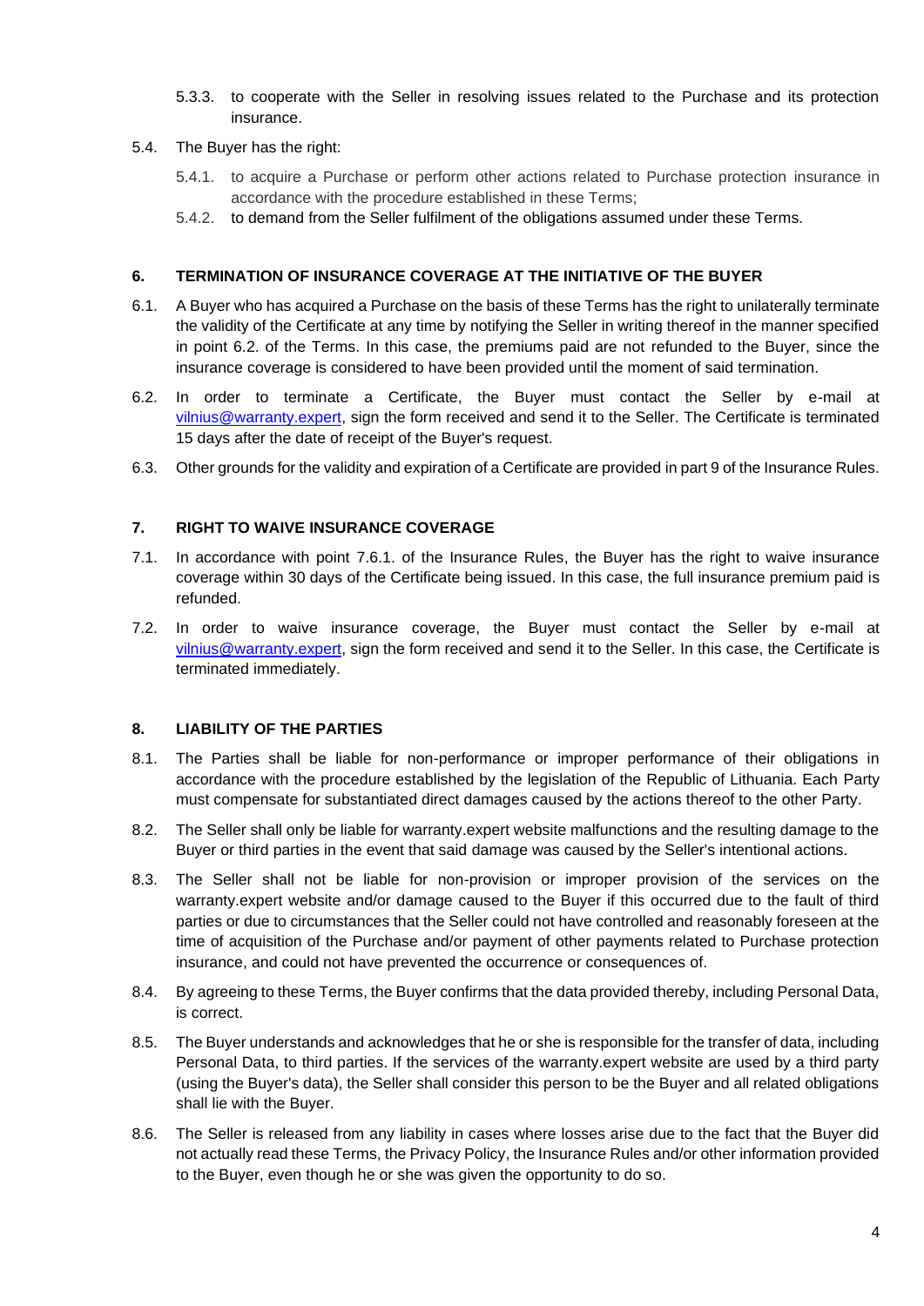5.3.3. to cooperate with the Seller in resolving issues related to the Purchase and its protection insurance.

5.4. The Buyer has the right:

5.4.1. to acquire a Purchase or perform other actions related to Purchase protection insurance in accordance with the procedure established in these Terms;

5.4.2. to demand from the Seller fulfilment of the obligations assumed under these Terms.

## 6. TERMINATION OF INSURANCE COVERAGE AT THE INITIATIVE OF THE BUYER

6.1. A Buyer who has acquired a Purchase on the basis of these Terms has the right to unilaterally terminate the validity of the Certificate at any time by notifying the Seller in writing thereof in the manner specified in point 6.2. of the Terms. In this case, the premiums paid are not refunded to the Buyer, since the insurance coverage is considered to have been provided until the moment of said termination.

6.2. In order to terminate a Certificate, the Buyer must contact the Seller by e-mail at vilnius@warranty.expert, sign the form received and send it to the Seller. The Certificate is terminated 15 days after the date of receipt of the Buyer's request.

6.3. Other grounds for the validity and expiration of a Certificate are provided in part 9 of the Insurance Rules.

## 7. RIGHT TO WAIVE INSURANCE COVERAGE

7.1. In accordance with point 7.6.1. of the Insurance Rules, the Buyer has the right to waive insurance coverage within 30 days of the Certificate being issued. In this case, the full insurance premium paid is refunded.

7.2. In order to waive insurance coverage, the Buyer must contact the Seller by e-mail at vilnius@warranty.expert, sign the form received and send it to the Seller. In this case, the Certificate is terminated immediately.

## 8. LIABILITY OF THE PARTIES

8.1. The Parties shall be liable for non-performance or improper performance of their obligations in accordance with the procedure established by the legislation of the Republic of Lithuania. Each Party must compensate for substantiated direct damages caused by the actions thereof to the other Party.

8.2. The Seller shall only be liable for warranty.expert website malfunctions and the resulting damage to the Buyer or third parties in the event that said damage was caused by the Seller's intentional actions.

8.3. The Seller shall not be liable for non-provision or improper provision of the services on the warranty.expert website and/or damage caused to the Buyer if this occurred due to the fault of third parties or due to circumstances that the Seller could not have controlled and reasonably foreseen at the time of acquisition of the Purchase and/or payment of other payments related to Purchase protection insurance, and could not have prevented the occurrence or consequences of.

8.4. By agreeing to these Terms, the Buyer confirms that the data provided thereby, including Personal Data, is correct.

8.5. The Buyer understands and acknowledges that he or she is responsible for the transfer of data, including Personal Data, to third parties. If the services of the warranty.expert website are used by a third party (using the Buyer's data), the Seller shall consider this person to be the Buyer and all related obligations shall lie with the Buyer.

8.6. The Seller is released from any liability in cases where losses arise due to the fact that the Buyer did not actually read these Terms, the Privacy Policy, the Insurance Rules and/or other information provided to the Buyer, even though he or she was given the opportunity to do so.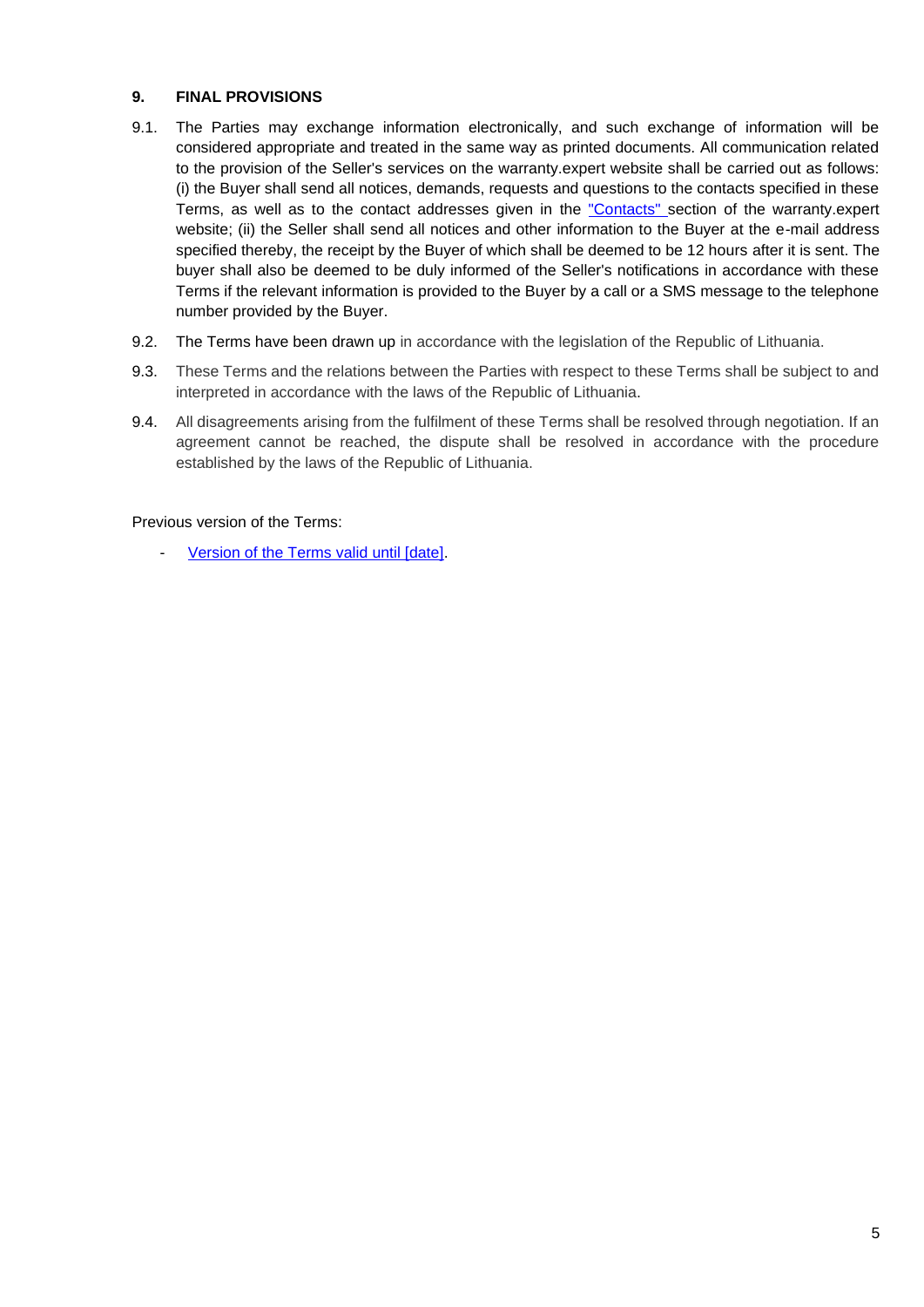## 9. FINAL PROVISIONS

9.1. The Parties may exchange information electronically, and such exchange of information will be considered appropriate and treated in the same way as printed documents. All communication related to the provision of the Seller's services on the warranty.expert website shall be carried out as follows: (i) the Buyer shall send all notices, demands, requests and questions to the contacts specified in these Terms, as well as to the contact addresses given in the "Contacts" section of the warranty.expert website; (ii) the Seller shall send all notices and other information to the Buyer at the e-mail address specified thereby, the receipt by the Buyer of which shall be deemed to be 12 hours after it is sent. The buyer shall also be deemed to be duly informed of the Seller's notifications in accordance with these Terms if the relevant information is provided to the Buyer by a call or a SMS message to the telephone number provided by the Buyer.

9.2. The Terms have been drawn up in accordance with the legislation of the Republic of Lithuania.

9.3. These Terms and the relations between the Parties with respect to these Terms shall be subject to and interpreted in accordance with the laws of the Republic of Lithuania.

9.4. All disagreements arising from the fulfilment of these Terms shall be resolved through negotiation. If an agreement cannot be reached, the dispute shall be resolved in accordance with the procedure established by the laws of the Republic of Lithuania.

Previous version of the Terms:

- Version of the Terms valid until [date].